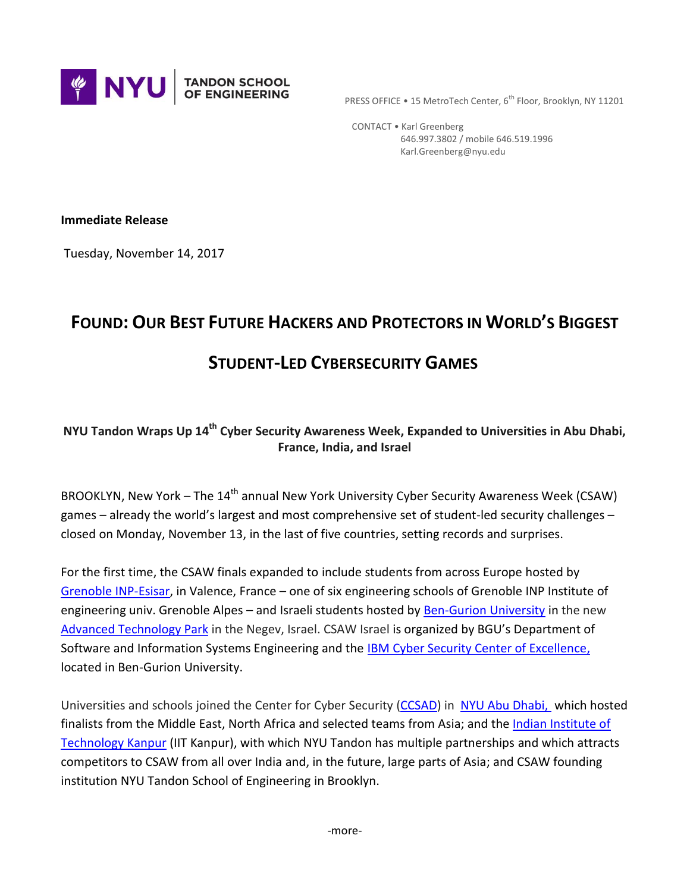NYU TANDON SCHOOL OF ENGINEERING

PRESS OFFICE • 15 MetroTech Center, 6th Floor, Brooklyn, NY 11201

CONTACT • Karl Greenberg
646.997.3802 / mobile 646.519.1996
Karl.Greenberg@nyu.edu

**Immediate Release**

Tuesday, November 14, 2017

# FOUND: OUR BEST FUTURE HACKERS AND PROTECTORS IN WORLD'S BIGGEST STUDENT-LED CYBERSECURITY GAMES

### NYU Tandon Wraps Up 14th Cyber Security Awareness Week, Expanded to Universities in Abu Dhabi, France, India, and Israel

BROOKLYN, New York – The 14th annual New York University Cyber Security Awareness Week (CSAW) games – already the world's largest and most comprehensive set of student-led security challenges – closed on Monday, November 13, in the last of five countries, setting records and surprises.

For the first time, the CSAW finals expanded to include students from across Europe hosted by Grenoble INP-Esisar, in Valence, France – one of six engineering schools of Grenoble INP Institute of engineering univ. Grenoble Alpes – and Israeli students hosted by Ben-Gurion University in the new Advanced Technology Park in the Negev, Israel. CSAW Israel is organized by BGU's Department of Software and Information Systems Engineering and the IBM Cyber Security Center of Excellence, located in Ben-Gurion University.

Universities and schools joined the Center for Cyber Security (CCSAD) in NYU Abu Dhabi, which hosted finalists from the Middle East, North Africa and selected teams from Asia; and the Indian Institute of Technology Kanpur (IIT Kanpur), with which NYU Tandon has multiple partnerships and which attracts competitors to CSAW from all over India and, in the future, large parts of Asia; and CSAW founding institution NYU Tandon School of Engineering in Brooklyn.

-more-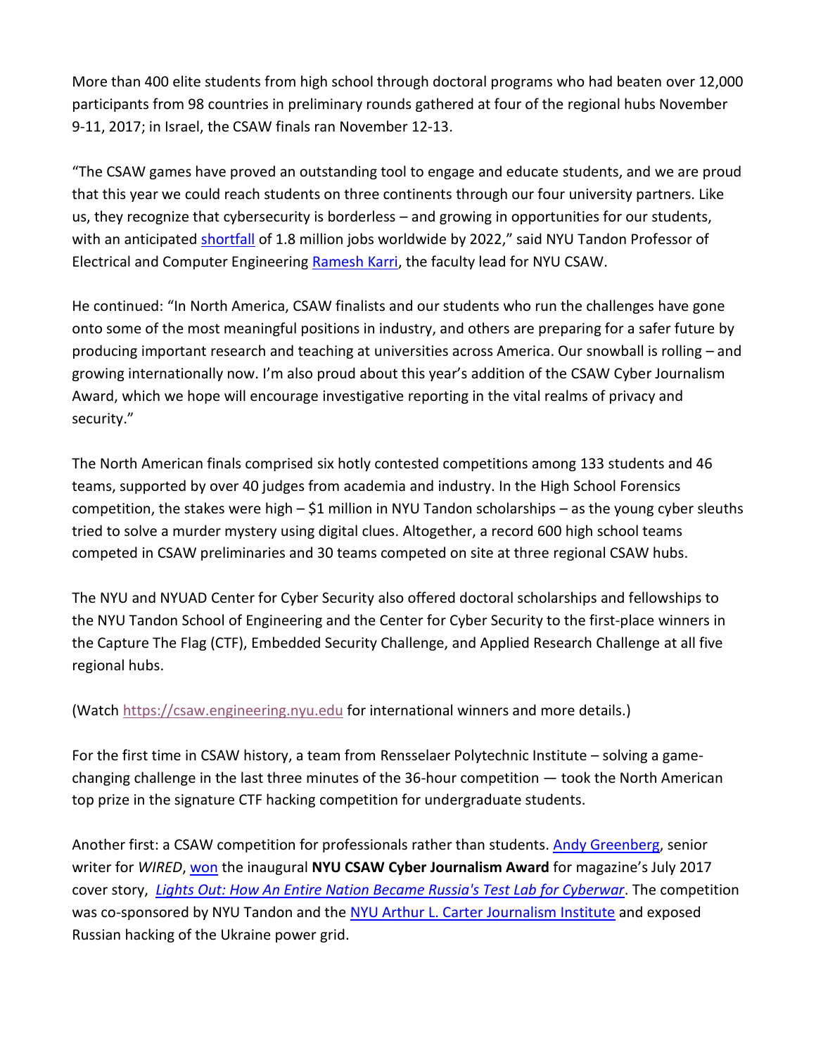More than 400 elite students from high school through doctoral programs who had beaten over 12,000 participants from 98 countries in preliminary rounds gathered at four of the regional hubs November 9-11, 2017; in Israel, the CSAW finals ran November 12-13.

"The CSAW games have proved an outstanding tool to engage and educate students, and we are proud that this year we could reach students on three continents through our four university partners. Like us, they recognize that cybersecurity is borderless – and growing in opportunities for our students, with an anticipated shortfall of 1.8 million jobs worldwide by 2022," said NYU Tandon Professor of Electrical and Computer Engineering Ramesh Karri, the faculty lead for NYU CSAW.

He continued: "In North America, CSAW finalists and our students who run the challenges have gone onto some of the most meaningful positions in industry, and others are preparing for a safer future by producing important research and teaching at universities across America. Our snowball is rolling – and growing internationally now. I'm also proud about this year's addition of the CSAW Cyber Journalism Award, which we hope will encourage investigative reporting in the vital realms of privacy and security."

The North American finals comprised six hotly contested competitions among 133 students and 46 teams, supported by over 40 judges from academia and industry. In the High School Forensics competition, the stakes were high – $1 million in NYU Tandon scholarships – as the young cyber sleuths tried to solve a murder mystery using digital clues. Altogether, a record 600 high school teams competed in CSAW preliminaries and 30 teams competed on site at three regional CSAW hubs.

The NYU and NYUAD Center for Cyber Security also offered doctoral scholarships and fellowships to the NYU Tandon School of Engineering and the Center for Cyber Security to the first-place winners in the Capture The Flag (CTF), Embedded Security Challenge, and Applied Research Challenge at all five regional hubs.

(Watch https://csaw.engineering.nyu.edu for international winners and more details.)

For the first time in CSAW history, a team from Rensselaer Polytechnic Institute – solving a game-changing challenge in the last three minutes of the 36-hour competition — took the North American top prize in the signature CTF hacking competition for undergraduate students.

Another first: a CSAW competition for professionals rather than students. Andy Greenberg, senior writer for *WIRED*, won the inaugural **NYU CSAW Cyber Journalism Award** for magazine's July 2017 cover story, *Lights Out: How An Entire Nation Became Russia's Test Lab for Cyberwar*. The competition was co-sponsored by NYU Tandon and the NYU Arthur L. Carter Journalism Institute and exposed Russian hacking of the Ukraine power grid.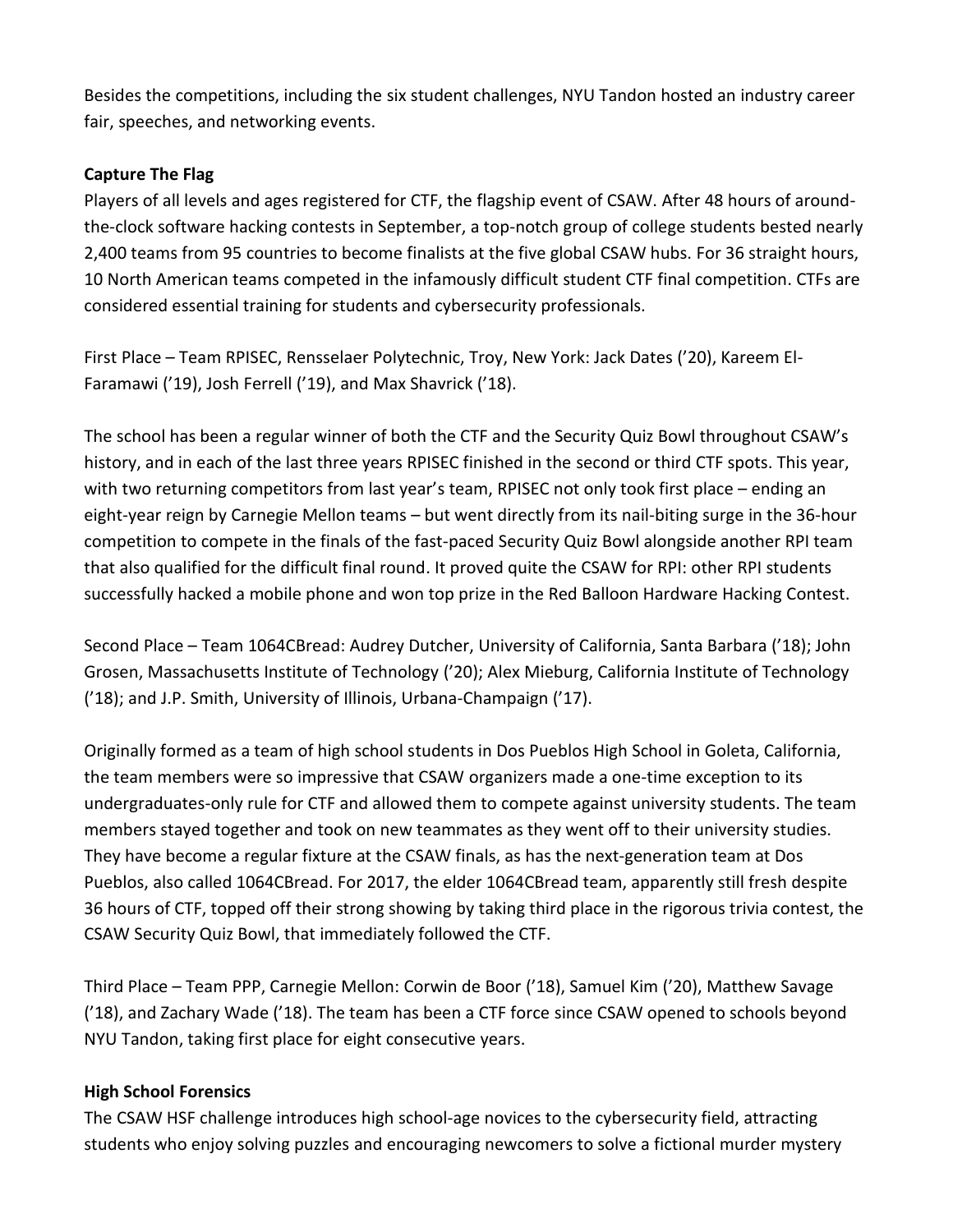Besides the competitions, including the six student challenges, NYU Tandon hosted an industry career fair, speeches, and networking events.

**Capture The Flag**

Players of all levels and ages registered for CTF, the flagship event of CSAW. After 48 hours of around-the-clock software hacking contests in September, a top-notch group of college students bested nearly 2,400 teams from 95 countries to become finalists at the five global CSAW hubs. For 36 straight hours, 10 North American teams competed in the infamously difficult student CTF final competition. CTFs are considered essential training for students and cybersecurity professionals.

First Place – Team RPISEC, Rensselaer Polytechnic, Troy, New York: Jack Dates ('20), Kareem El-Faramawi ('19), Josh Ferrell ('19), and Max Shavrick ('18).

The school has been a regular winner of both the CTF and the Security Quiz Bowl throughout CSAW's history, and in each of the last three years RPISEC finished in the second or third CTF spots. This year, with two returning competitors from last year's team, RPISEC not only took first place – ending an eight-year reign by Carnegie Mellon teams – but went directly from its nail-biting surge in the 36-hour competition to compete in the finals of the fast-paced Security Quiz Bowl alongside another RPI team that also qualified for the difficult final round. It proved quite the CSAW for RPI: other RPI students successfully hacked a mobile phone and won top prize in the Red Balloon Hardware Hacking Contest.

Second Place – Team 1064CBread: Audrey Dutcher, University of California, Santa Barbara ('18); John Grosen, Massachusetts Institute of Technology ('20); Alex Mieburg, California Institute of Technology ('18); and J.P. Smith, University of Illinois, Urbana-Champaign ('17).

Originally formed as a team of high school students in Dos Pueblos High School in Goleta, California, the team members were so impressive that CSAW organizers made a one-time exception to its undergraduates-only rule for CTF and allowed them to compete against university students. The team members stayed together and took on new teammates as they went off to their university studies. They have become a regular fixture at the CSAW finals, as has the next-generation team at Dos Pueblos, also called 1064CBread. For 2017, the elder 1064CBread team, apparently still fresh despite 36 hours of CTF, topped off their strong showing by taking third place in the rigorous trivia contest, the CSAW Security Quiz Bowl, that immediately followed the CTF.

Third Place – Team PPP, Carnegie Mellon: Corwin de Boor ('18), Samuel Kim ('20), Matthew Savage ('18), and Zachary Wade ('18). The team has been a CTF force since CSAW opened to schools beyond NYU Tandon, taking first place for eight consecutive years.

**High School Forensics**

The CSAW HSF challenge introduces high school-age novices to the cybersecurity field, attracting students who enjoy solving puzzles and encouraging newcomers to solve a fictional murder mystery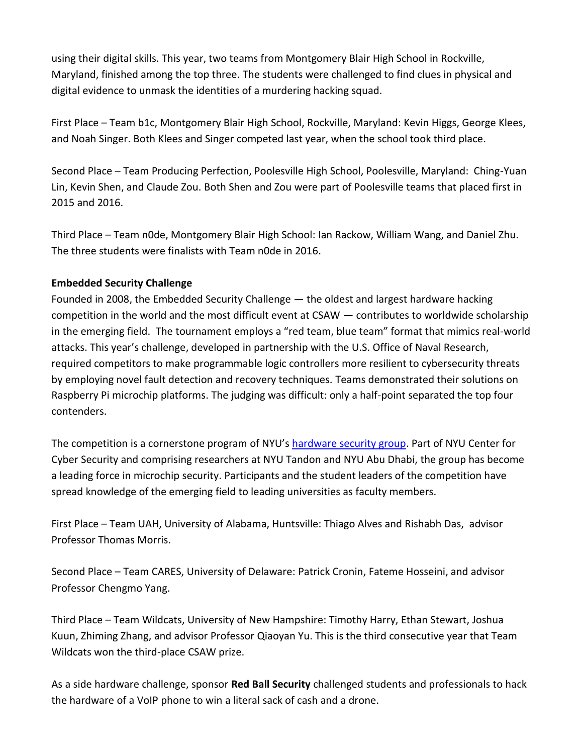using their digital skills. This year, two teams from Montgomery Blair High School in Rockville, Maryland, finished among the top three. The students were challenged to find clues in physical and digital evidence to unmask the identities of a murdering hacking squad.

First Place – Team b1c, Montgomery Blair High School, Rockville, Maryland: Kevin Higgs, George Klees, and Noah Singer. Both Klees and Singer competed last year, when the school took third place.

Second Place – Team Producing Perfection, Poolesville High School, Poolesville, Maryland: Ching-Yuan Lin, Kevin Shen, and Claude Zou. Both Shen and Zou were part of Poolesville teams that placed first in 2015 and 2016.

Third Place – Team n0de, Montgomery Blair High School: Ian Rackow, William Wang, and Daniel Zhu. The three students were finalists with Team n0de in 2016.

**Embedded Security Challenge**

Founded in 2008, the Embedded Security Challenge — the oldest and largest hardware hacking competition in the world and the most difficult event at CSAW — contributes to worldwide scholarship in the emerging field. The tournament employs a "red team, blue team" format that mimics real-world attacks. This year's challenge, developed in partnership with the U.S. Office of Naval Research, required competitors to make programmable logic controllers more resilient to cybersecurity threats by employing novel fault detection and recovery techniques. Teams demonstrated their solutions on Raspberry Pi microchip platforms. The judging was difficult: only a half-point separated the top four contenders.

The competition is a cornerstone program of NYU's hardware security group. Part of NYU Center for Cyber Security and comprising researchers at NYU Tandon and NYU Abu Dhabi, the group has become a leading force in microchip security. Participants and the student leaders of the competition have spread knowledge of the emerging field to leading universities as faculty members.

First Place – Team UAH, University of Alabama, Huntsville: Thiago Alves and Rishabh Das, advisor Professor Thomas Morris.

Second Place – Team CARES, University of Delaware: Patrick Cronin, Fateme Hosseini, and advisor Professor Chengmo Yang.

Third Place – Team Wildcats, University of New Hampshire: Timothy Harry, Ethan Stewart, Joshua Kuun, Zhiming Zhang, and advisor Professor Qiaoyan Yu. This is the third consecutive year that Team Wildcats won the third-place CSAW prize.

As a side hardware challenge, sponsor **Red Ball Security** challenged students and professionals to hack the hardware of a VoIP phone to win a literal sack of cash and a drone.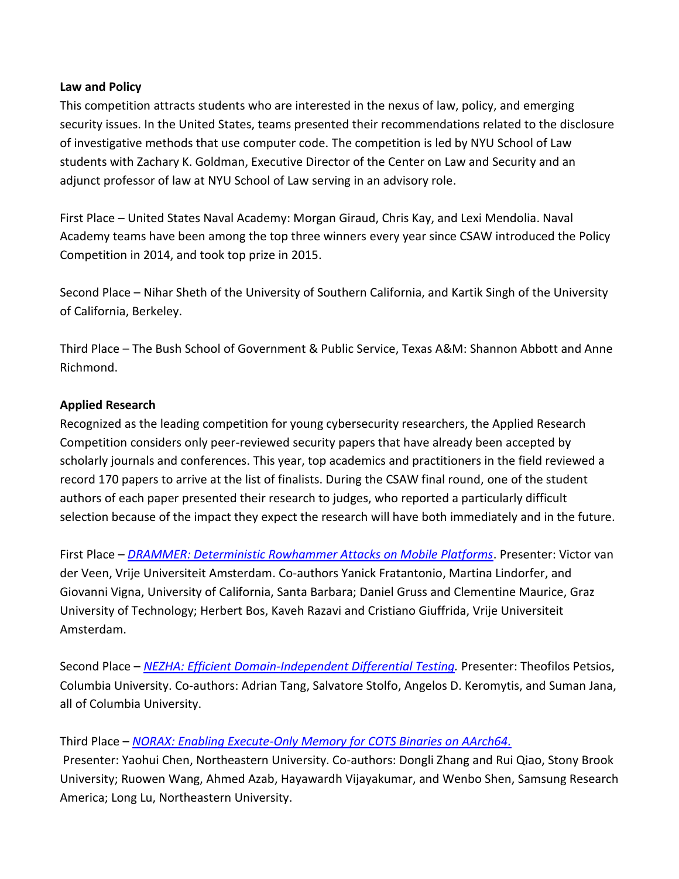**Law and Policy**

This competition attracts students who are interested in the nexus of law, policy, and emerging security issues. In the United States, teams presented their recommendations related to the disclosure of investigative methods that use computer code. The competition is led by NYU School of Law students with Zachary K. Goldman, Executive Director of the Center on Law and Security and an adjunct professor of law at NYU School of Law serving in an advisory role.

First Place – United States Naval Academy: Morgan Giraud, Chris Kay, and Lexi Mendolia. Naval Academy teams have been among the top three winners every year since CSAW introduced the Policy Competition in 2014, and took top prize in 2015.

Second Place – Nihar Sheth of the University of Southern California, and Kartik Singh of the University of California, Berkeley.

Third Place – The Bush School of Government & Public Service, Texas A&M: Shannon Abbott and Anne Richmond.

**Applied Research**

Recognized as the leading competition for young cybersecurity researchers, the Applied Research Competition considers only peer-reviewed security papers that have already been accepted by scholarly journals and conferences. This year, top academics and practitioners in the field reviewed a record 170 papers to arrive at the list of finalists. During the CSAW final round, one of the student authors of each paper presented their research to judges, who reported a particularly difficult selection because of the impact they expect the research will have both immediately and in the future.

First Place – *DRAMMER: Deterministic Rowhammer Attacks on Mobile Platforms*. Presenter: Victor van der Veen, Vrije Universiteit Amsterdam. Co-authors Yanick Fratantonio, Martina Lindorfer, and Giovanni Vigna, University of California, Santa Barbara; Daniel Gruss and Clementine Maurice, Graz University of Technology; Herbert Bos, Kaveh Razavi and Cristiano Giuffrida, Vrije Universiteit Amsterdam.

Second Place – *NEZHA: Efficient Domain-Independent Differential Testing.* Presenter: Theofilos Petsios, Columbia University. Co-authors: Adrian Tang, Salvatore Stolfo, Angelos D. Keromytis, and Suman Jana, all of Columbia University.

Third Place – *NORAX: Enabling Execute-Only Memory for COTS Binaries on AArch64.*
Presenter: Yaohui Chen, Northeastern University. Co-authors: Dongli Zhang and Rui Qiao, Stony Brook University; Ruowen Wang, Ahmed Azab, Hayawardh Vijayakumar, and Wenbo Shen, Samsung Research America; Long Lu, Northeastern University.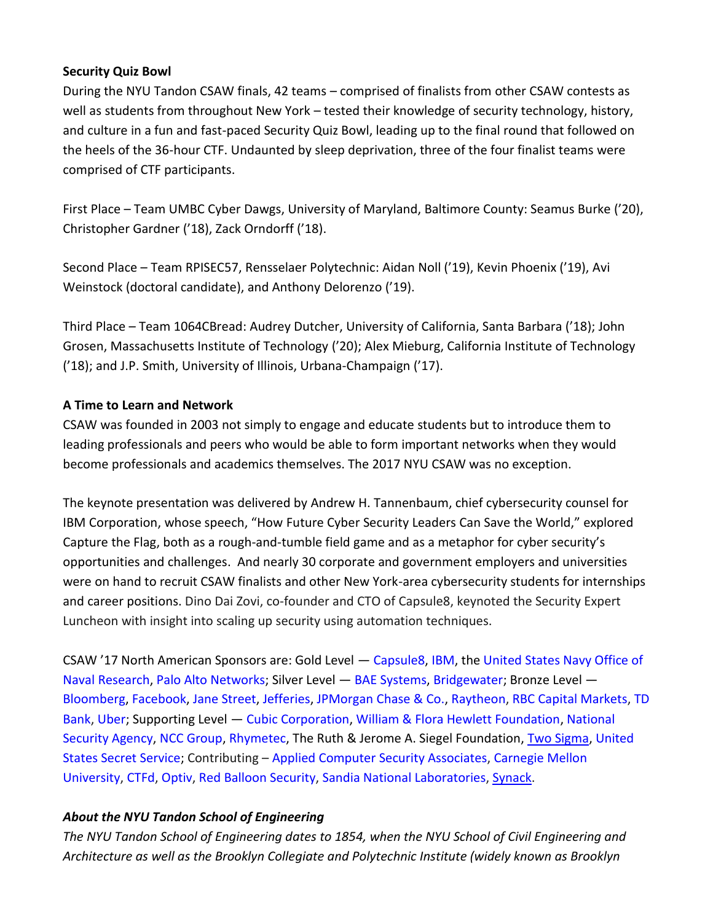**Security Quiz Bowl**

During the NYU Tandon CSAW finals, 42 teams – comprised of finalists from other CSAW contests as well as students from throughout New York – tested their knowledge of security technology, history, and culture in a fun and fast-paced Security Quiz Bowl, leading up to the final round that followed on the heels of the 36-hour CTF. Undaunted by sleep deprivation, three of the four finalist teams were comprised of CTF participants.

First Place – Team UMBC Cyber Dawgs, University of Maryland, Baltimore County: Seamus Burke ('20), Christopher Gardner ('18), Zack Orndorff ('18).

Second Place – Team RPISEC57, Rensselaer Polytechnic: Aidan Noll ('19), Kevin Phoenix ('19), Avi Weinstock (doctoral candidate), and Anthony Delorenzo ('19).

Third Place – Team 1064CBread: Audrey Dutcher, University of California, Santa Barbara ('18); John Grosen, Massachusetts Institute of Technology ('20); Alex Mieburg, California Institute of Technology ('18); and J.P. Smith, University of Illinois, Urbana-Champaign ('17).

**A Time to Learn and Network**

CSAW was founded in 2003 not simply to engage and educate students but to introduce them to leading professionals and peers who would be able to form important networks when they would become professionals and academics themselves. The 2017 NYU CSAW was no exception.

The keynote presentation was delivered by Andrew H. Tannenbaum, chief cybersecurity counsel for IBM Corporation, whose speech, "How Future Cyber Security Leaders Can Save the World," explored Capture the Flag, both as a rough-and-tumble field game and as a metaphor for cyber security's opportunities and challenges. And nearly 30 corporate and government employers and universities were on hand to recruit CSAW finalists and other New York-area cybersecurity students for internships and career positions. Dino Dai Zovi, co-founder and CTO of Capsule8, keynoted the Security Expert Luncheon with insight into scaling up security using automation techniques.

CSAW '17 North American Sponsors are: Gold Level — Capsule8, IBM, the United States Navy Office of Naval Research, Palo Alto Networks; Silver Level — BAE Systems, Bridgewater; Bronze Level — Bloomberg, Facebook, Jane Street, Jefferies, JPMorgan Chase & Co., Raytheon, RBC Capital Markets, TD Bank, Uber; Supporting Level — Cubic Corporation, William & Flora Hewlett Foundation, National Security Agency, NCC Group, Rhymetec, The Ruth & Jerome A. Siegel Foundation, Two Sigma, United States Secret Service; Contributing – Applied Computer Security Associates, Carnegie Mellon University, CTFd, Optiv, Red Balloon Security, Sandia National Laboratories, Synack.

***About the NYU Tandon School of Engineering***

*The NYU Tandon School of Engineering dates to 1854, when the NYU School of Civil Engineering and Architecture as well as the Brooklyn Collegiate and Polytechnic Institute (widely known as Brooklyn*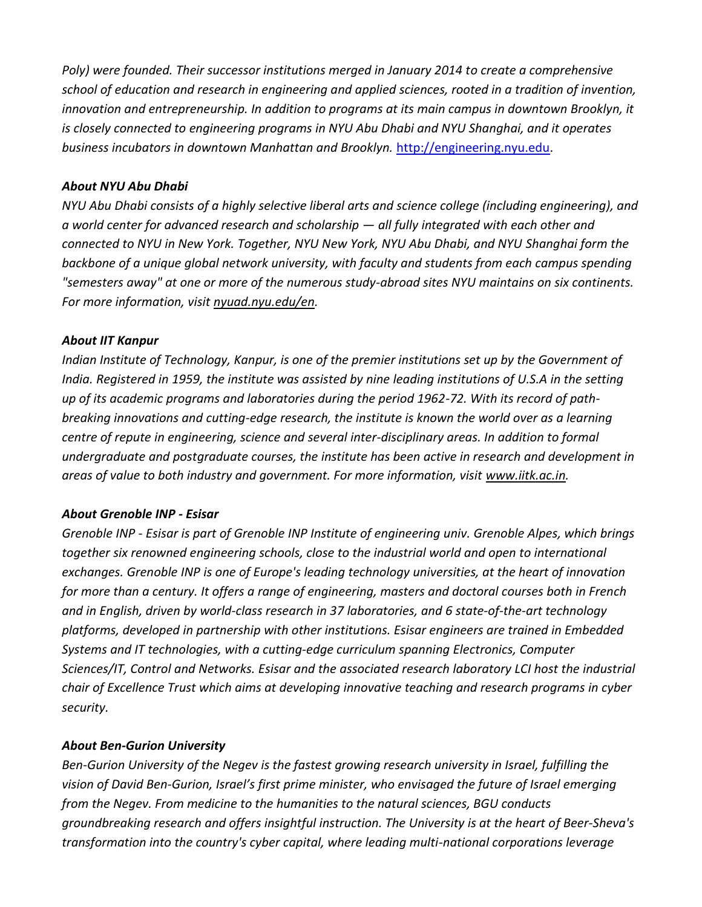*Poly) were founded. Their successor institutions merged in January 2014 to create a comprehensive school of education and research in engineering and applied sciences, rooted in a tradition of invention, innovation and entrepreneurship. In addition to programs at its main campus in downtown Brooklyn, it is closely connected to engineering programs in NYU Abu Dhabi and NYU Shanghai, and it operates business incubators in downtown Manhattan and Brooklyn.* [http://engineering.nyu.edu](http://engineering.nyu.edu).

***About NYU Abu Dhabi***

*NYU Abu Dhabi consists of a highly selective liberal arts and science college (including engineering), and a world center for advanced research and scholarship — all fully integrated with each other and connected to NYU in New York. Together, NYU New York, NYU Abu Dhabi, and NYU Shanghai form the backbone of a unique global network university, with faculty and students from each campus spending "semesters away" at one or more of the numerous study-abroad sites NYU maintains on six continents. For more information, visit nyuad.nyu.edu/en.*

***About IIT Kanpur***

*Indian Institute of Technology, Kanpur, is one of the premier institutions set up by the Government of India. Registered in 1959, the institute was assisted by nine leading institutions of U.S.A in the setting up of its academic programs and laboratories during the period 1962-72. With its record of path-breaking innovations and cutting-edge research, the institute is known the world over as a learning centre of repute in engineering, science and several inter-disciplinary areas. In addition to formal undergraduate and postgraduate courses, the institute has been active in research and development in areas of value to both industry and government. For more information, visit www.iitk.ac.in.*

***About Grenoble INP - Esisar***

*Grenoble INP - Esisar is part of Grenoble INP Institute of engineering univ. Grenoble Alpes, which brings together six renowned engineering schools, close to the industrial world and open to international exchanges. Grenoble INP is one of Europe's leading technology universities, at the heart of innovation for more than a century. It offers a range of engineering, masters and doctoral courses both in French and in English, driven by world-class research in 37 laboratories, and 6 state-of-the-art technology platforms, developed in partnership with other institutions. Esisar engineers are trained in Embedded Systems and IT technologies, with a cutting-edge curriculum spanning Electronics, Computer Sciences/IT, Control and Networks. Esisar and the associated research laboratory LCI host the industrial chair of Excellence Trust which aims at developing innovative teaching and research programs in cyber security.*

***About Ben-Gurion University***

*Ben-Gurion University of the Negev is the fastest growing research university in Israel, fulfilling the vision of David Ben-Gurion, Israel's first prime minister, who envisaged the future of Israel emerging from the Negev. From medicine to the humanities to the natural sciences, BGU conducts groundbreaking research and offers insightful instruction. The University is at the heart of Beer-Sheva's transformation into the country's cyber capital, where leading multi-national corporations leverage*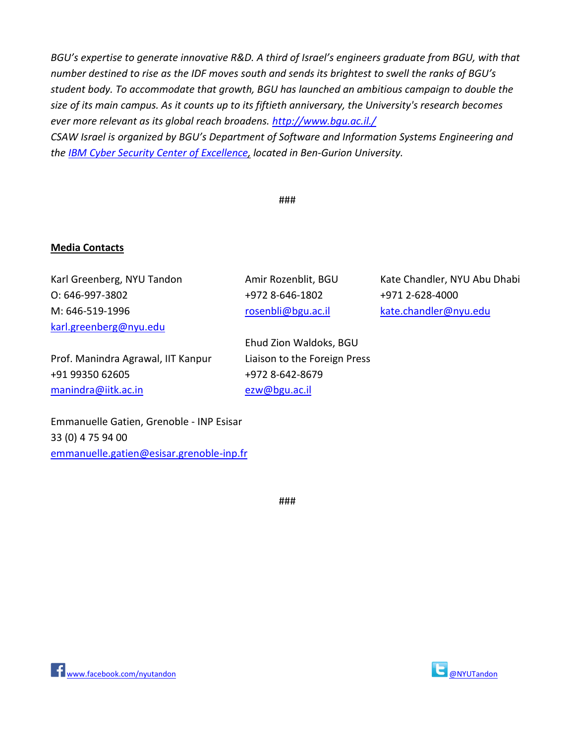*BGU's expertise to generate innovative R&D. A third of Israel's engineers graduate from BGU, with that number destined to rise as the IDF moves south and sends its brightest to swell the ranks of BGU's student body. To accommodate that growth, BGU has launched an ambitious campaign to double the size of its main campus. As it counts up to its fiftieth anniversary, the University's research becomes ever more relevant as its global reach broadens. [http://www.bgu.ac.il./](http://www.bgu.ac.il./)*
*CSAW Israel is organized by BGU's Department of Software and Information Systems Engineering and the [IBM Cyber Security Center of Excellence](), located in Ben-Gurion University.*

###

**Media Contacts**

Karl Greenberg, NYU Tandon
O: 646-997-3802
M: 646-519-1996
[karl.greenberg@nyu.edu](mailto:karl.greenberg@nyu.edu)

Prof. Manindra Agrawal, IIT Kanpur
+91 99350 62605
[manindra@iitk.ac.in](mailto:manindra@iitk.ac.in)

Emmanuelle Gatien, Grenoble - INP Esisar
33 (0) 4 75 94 00
[emmanuelle.gatien@esisar.grenoble-inp.fr](mailto:emmanuelle.gatien@esisar.grenoble-inp.fr)

Amir Rozenblit, BGU
+972 8-646-1802
[rosenbli@bgu.ac.il](mailto:rosenbli@bgu.ac.il)

Ehud Zion Waldoks, BGU
Liaison to the Foreign Press
+972 8-642-8679
[ezw@bgu.ac.il](mailto:ezw@bgu.ac.il)

Kate Chandler, NYU Abu Dhabi
+971 2-628-4000
[kate.chandler@nyu.edu](mailto:kate.chandler@nyu.edu)

###

[www.facebook.com/nyutandon](http://www.facebook.com/nyutandon)

[@NYUTandon]()